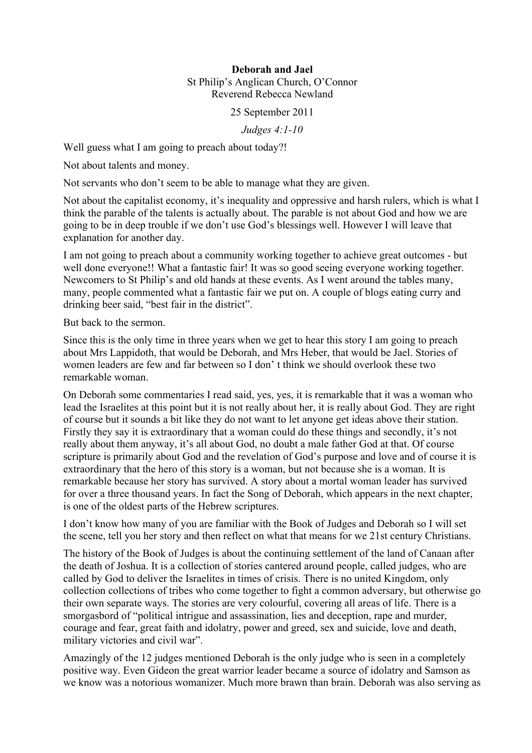**Deborah and Jael**

St Philip's Anglican Church, O'Connor

Reverend Rebecca Newland

25 September 2011

*Judges 4:1-10*

Well guess what I am going to preach about today?!

Not about talents and money.

Not servants who don't seem to be able to manage what they are given.

Not about the capitalist economy, it's inequality and oppressive and harsh rulers, which is what I think the parable of the talents is actually about. The parable is not about God and how we are going to be in deep trouble if we don't use God's blessings well. However I will leave that explanation for another day.

I am not going to preach about a community working together to achieve great outcomes - but well done everyone!! What a fantastic fair! It was so good seeing everyone working together. Newcomers to St Philip's and old hands at these events. As I went around the tables many, many, people commented what a fantastic fair we put on. A couple of blogs eating curry and drinking beer said, "best fair in the district".

But back to the sermon.

Since this is the only time in three years when we get to hear this story I am going to preach about Mrs Lappidoth, that would be Deborah, and Mrs Heber, that would be Jael. Stories of women leaders are few and far between so I don' t think we should overlook these two remarkable woman.

On Deborah some commentaries I read said, yes, yes, it is remarkable that it was a woman who lead the Israelites at this point but it is not really about her, it is really about God. They are right of course but it sounds a bit like they do not want to let anyone get ideas above their station. Firstly they say it is extraordinary that a woman could do these things and secondly, it's not really about them anyway, it's all about God, no doubt a male father God at that. Of course scripture is primarily about God and the revelation of God's purpose and love and of course it is extraordinary that the hero of this story is a woman, but not because she is a woman. It is remarkable because her story has survived. A story about a mortal woman leader has survived for over a three thousand years. In fact the Song of Deborah, which appears in the next chapter, is one of the oldest parts of the Hebrew scriptures.

I don't know how many of you are familiar with the Book of Judges and Deborah so I will set the scene, tell you her story and then reflect on what that means for we 21st century Christians.

The history of the Book of Judges is about the continuing settlement of the land of Canaan after the death of Joshua. It is a collection of stories cantered around people, called judges, who are called by God to deliver the Israelites in times of crisis. There is no united Kingdom, only collection collections of tribes who come together to fight a common adversary, but otherwise go their own separate ways. The stories are very colourful, covering all areas of life. There is a smorgasbord of "political intrigue and assassination, lies and deception, rape and murder, courage and fear, great faith and idolatry, power and greed, sex and suicide, love and death, military victories and civil war".

Amazingly of the 12 judges mentioned Deborah is the only judge who is seen in a completely positive way. Even Gideon the great warrior leader became a source of idolatry and Samson as we know was a notorious womanizer. Much more brawn than brain. Deborah was also serving as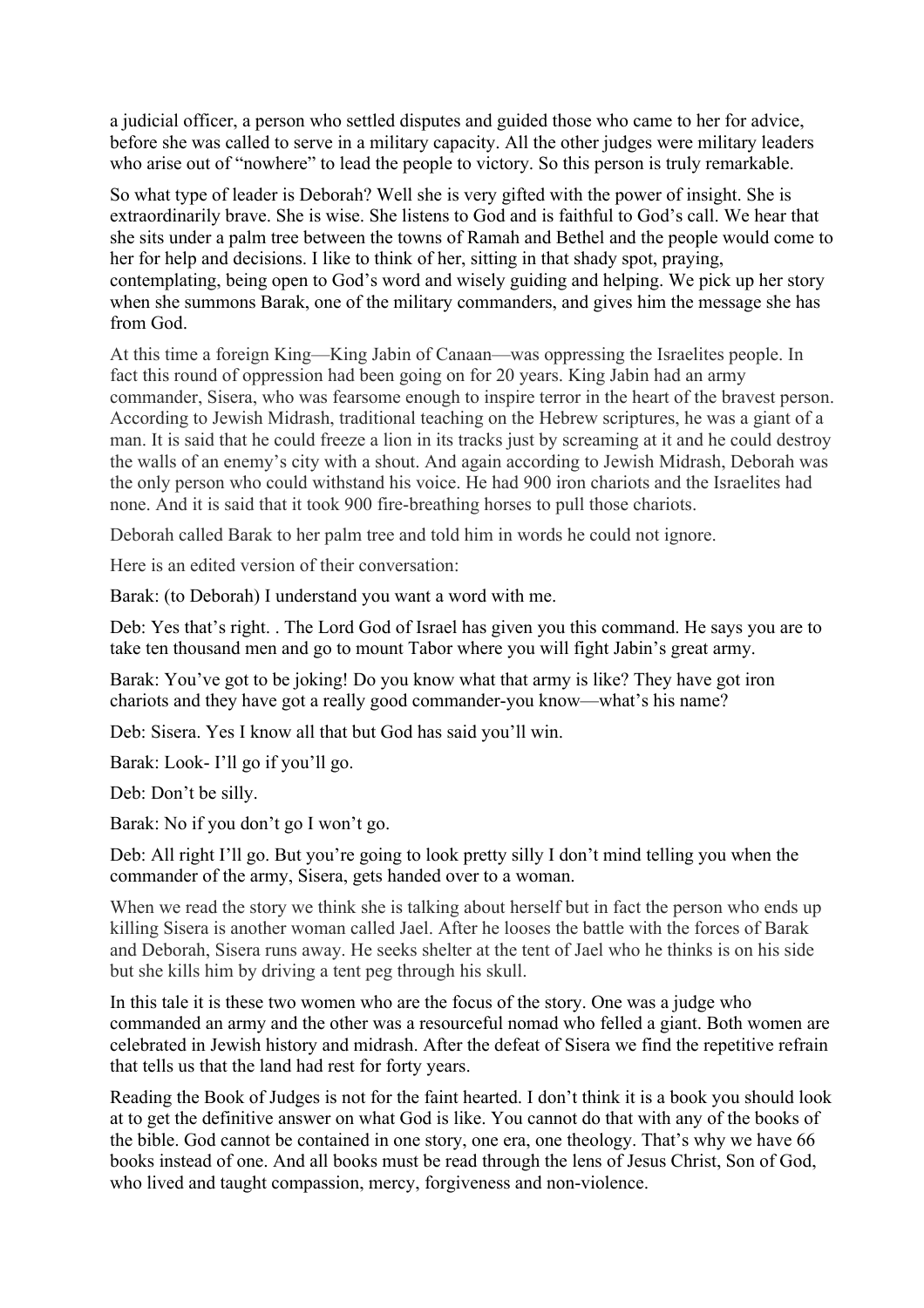a judicial officer, a person who settled disputes and guided those who came to her for advice, before she was called to serve in a military capacity. All the other judges were military leaders who arise out of "nowhere" to lead the people to victory. So this person is truly remarkable.

So what type of leader is Deborah? Well she is very gifted with the power of insight. She is extraordinarily brave. She is wise. She listens to God and is faithful to God's call. We hear that she sits under a palm tree between the towns of Ramah and Bethel and the people would come to her for help and decisions. I like to think of her, sitting in that shady spot, praying, contemplating, being open to God's word and wisely guiding and helping. We pick up her story when she summons Barak, one of the military commanders, and gives him the message she has from God.

At this time a foreign King—King Jabin of Canaan—was oppressing the Israelites people. In fact this round of oppression had been going on for 20 years. King Jabin had an army commander, Sisera, who was fearsome enough to inspire terror in the heart of the bravest person. According to Jewish Midrash, traditional teaching on the Hebrew scriptures, he was a giant of a man. It is said that he could freeze a lion in its tracks just by screaming at it and he could destroy the walls of an enemy's city with a shout. And again according to Jewish Midrash, Deborah was the only person who could withstand his voice. He had 900 iron chariots and the Israelites had none. And it is said that it took 900 fire-breathing horses to pull those chariots.

Deborah called Barak to her palm tree and told him in words he could not ignore.

Here is an edited version of their conversation:

Barak: (to Deborah) I understand you want a word with me.

Deb: Yes that's right. . The Lord God of Israel has given you this command. He says you are to take ten thousand men and go to mount Tabor where you will fight Jabin's great army.

Barak: You've got to be joking! Do you know what that army is like? They have got iron chariots and they have got a really good commander-you know—what's his name?

Deb: Sisera. Yes I know all that but God has said you'll win.

Barak: Look- I'll go if you'll go.

Deb: Don't be silly.

Barak: No if you don't go I won't go.

Deb: All right I'll go. But you're going to look pretty silly I don't mind telling you when the commander of the army, Sisera, gets handed over to a woman.

When we read the story we think she is talking about herself but in fact the person who ends up killing Sisera is another woman called Jael. After he looses the battle with the forces of Barak and Deborah, Sisera runs away. He seeks shelter at the tent of Jael who he thinks is on his side but she kills him by driving a tent peg through his skull.

In this tale it is these two women who are the focus of the story. One was a judge who commanded an army and the other was a resourceful nomad who felled a giant. Both women are celebrated in Jewish history and midrash. After the defeat of Sisera we find the repetitive refrain that tells us that the land had rest for forty years.

Reading the Book of Judges is not for the faint hearted. I don't think it is a book you should look at to get the definitive answer on what God is like. You cannot do that with any of the books of the bible. God cannot be contained in one story, one era, one theology. That's why we have 66 books instead of one. And all books must be read through the lens of Jesus Christ, Son of God, who lived and taught compassion, mercy, forgiveness and non-violence.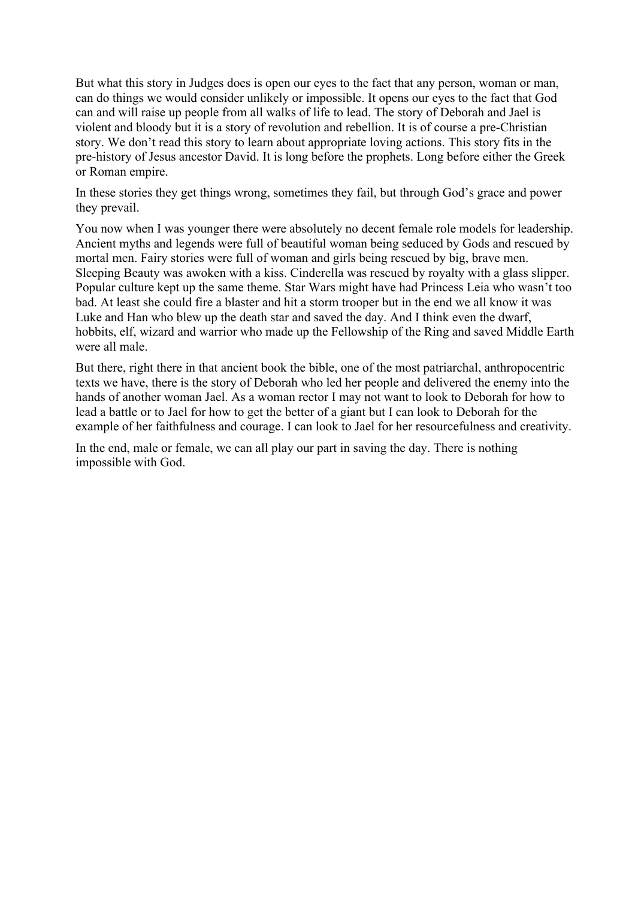But what this story in Judges does is open our eyes to the fact that any person, woman or man, can do things we would consider unlikely or impossible. It opens our eyes to the fact that God can and will raise up people from all walks of life to lead. The story of Deborah and Jael is violent and bloody but it is a story of revolution and rebellion. It is of course a pre-Christian story. We don't read this story to learn about appropriate loving actions. This story fits in the pre-history of Jesus ancestor David. It is long before the prophets. Long before either the Greek or Roman empire.

In these stories they get things wrong, sometimes they fail, but through God's grace and power they prevail.

You now when I was younger there were absolutely no decent female role models for leadership. Ancient myths and legends were full of beautiful woman being seduced by Gods and rescued by mortal men. Fairy stories were full of woman and girls being rescued by big, brave men. Sleeping Beauty was awoken with a kiss. Cinderella was rescued by royalty with a glass slipper. Popular culture kept up the same theme. Star Wars might have had Princess Leia who wasn't too bad. At least she could fire a blaster and hit a storm trooper but in the end we all know it was Luke and Han who blew up the death star and saved the day. And I think even the dwarf, hobbits, elf, wizard and warrior who made up the Fellowship of the Ring and saved Middle Earth were all male.

But there, right there in that ancient book the bible, one of the most patriarchal, anthropocentric texts we have, there is the story of Deborah who led her people and delivered the enemy into the hands of another woman Jael. As a woman rector I may not want to look to Deborah for how to lead a battle or to Jael for how to get the better of a giant but I can look to Deborah for the example of her faithfulness and courage. I can look to Jael for her resourcefulness and creativity.

In the end, male or female, we can all play our part in saving the day. There is nothing impossible with God.